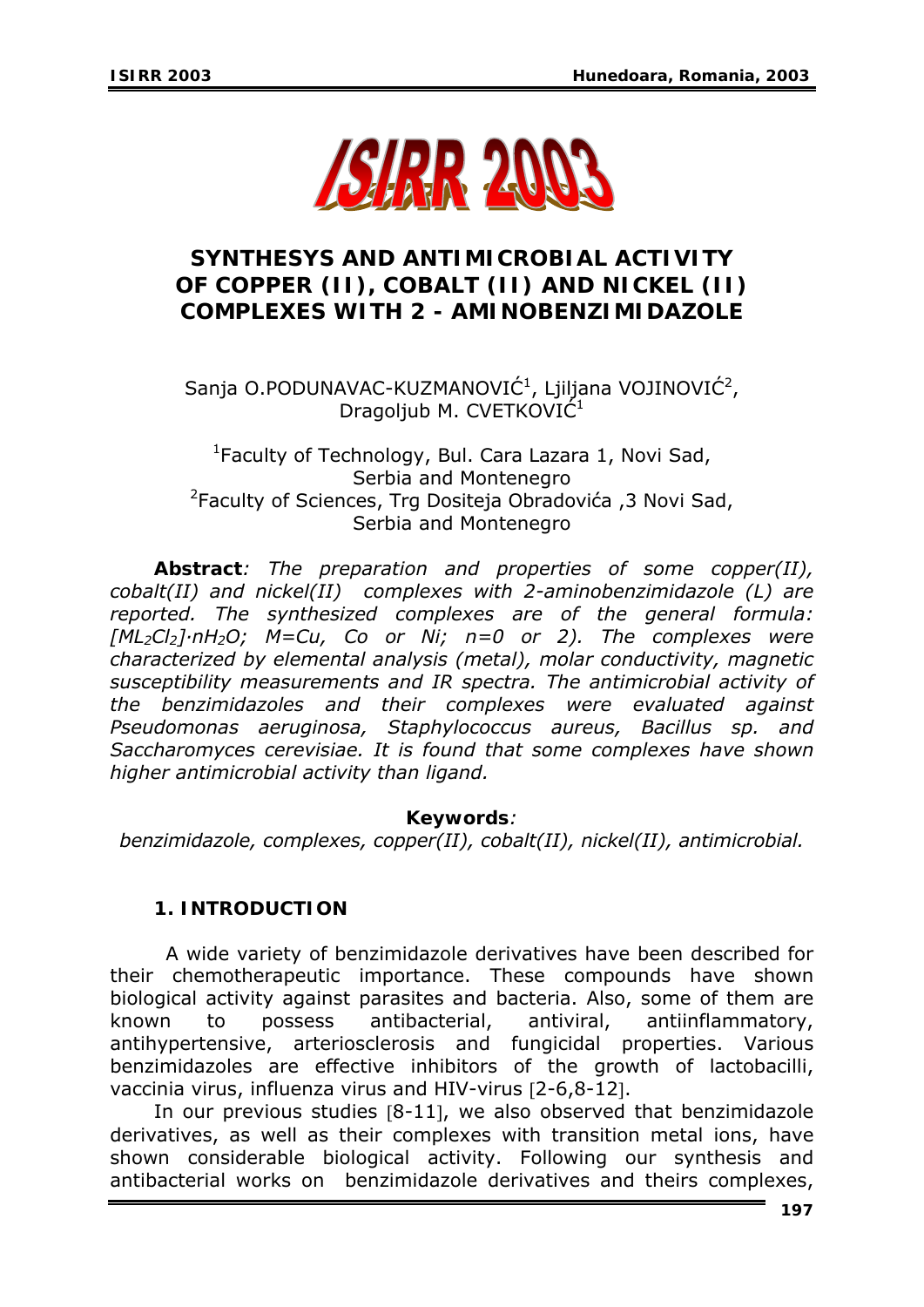# SYNTHESYS AND ANTIMICROBIAL ACTIVITY OF COPPER (II), COBALT (II) AND NICKEL (II) COMPLEXES WITH 2 - AMINOBENZIMIDAZOLE

Sanja O.PODUNAVAC-KUZMANOVIĆ[1], Ljiljana VOJINOVIĆ[2], Dragoljub M. CVETKOVIĆ[1]

[1]Faculty of Technology, Bul. Cara Lazara 1, Novi Sad, Serbia and Montenegro
[2]Faculty of Sciences, Trg Dositeja Obradovića ,3 Novi Sad, Serbia and Montenegro

**Abstract***: The preparation and properties of some copper(II), cobalt(II) and nickel(II) complexes with 2-aminobenzimidazole (L) are reported. The synthesized complexes are of the general formula: $[ML_2Cl_2]\cdot nH_2O$; M=Cu, Co or Ni; n=0 or 2). The complexes were characterized by elemental analysis (metal), molar conductivity, magnetic susceptibility measurements and IR spectra. The antimicrobial activity of the benzimidazoles and their complexes were evaluated against Pseudomonas aeruginosa, Staphylococcus aureus, Bacillus sp. and Saccharomyces cerevisiae. It is found that some complexes have shown higher antimicrobial activity than ligand.*

**Keywords***:*
*benzimidazole, complexes, copper(II), cobalt(II), nickel(II), antimicrobial.*

## 1. INTRODUCTION

A wide variety of benzimidazole derivatives have been described for their chemotherapeutic importance. These compounds have shown biological activity against parasites and bacteria. Also, some of them are known to possess antibacterial, antiviral, antiinflammatory, antihypertensive, arteriosclerosis and fungicidal properties. Various benzimidazoles are effective inhibitors of the growth of lactobacilli, vaccinia virus, influenza virus and HIV-virus [2-6,8-12].

In our previous studies [8-11], we also observed that benzimidazole derivatives, as well as their complexes with transition metal ions, have shown considerable biological activity. Following our synthesis and antibacterial works on benzimidazole derivatives and theirs complexes,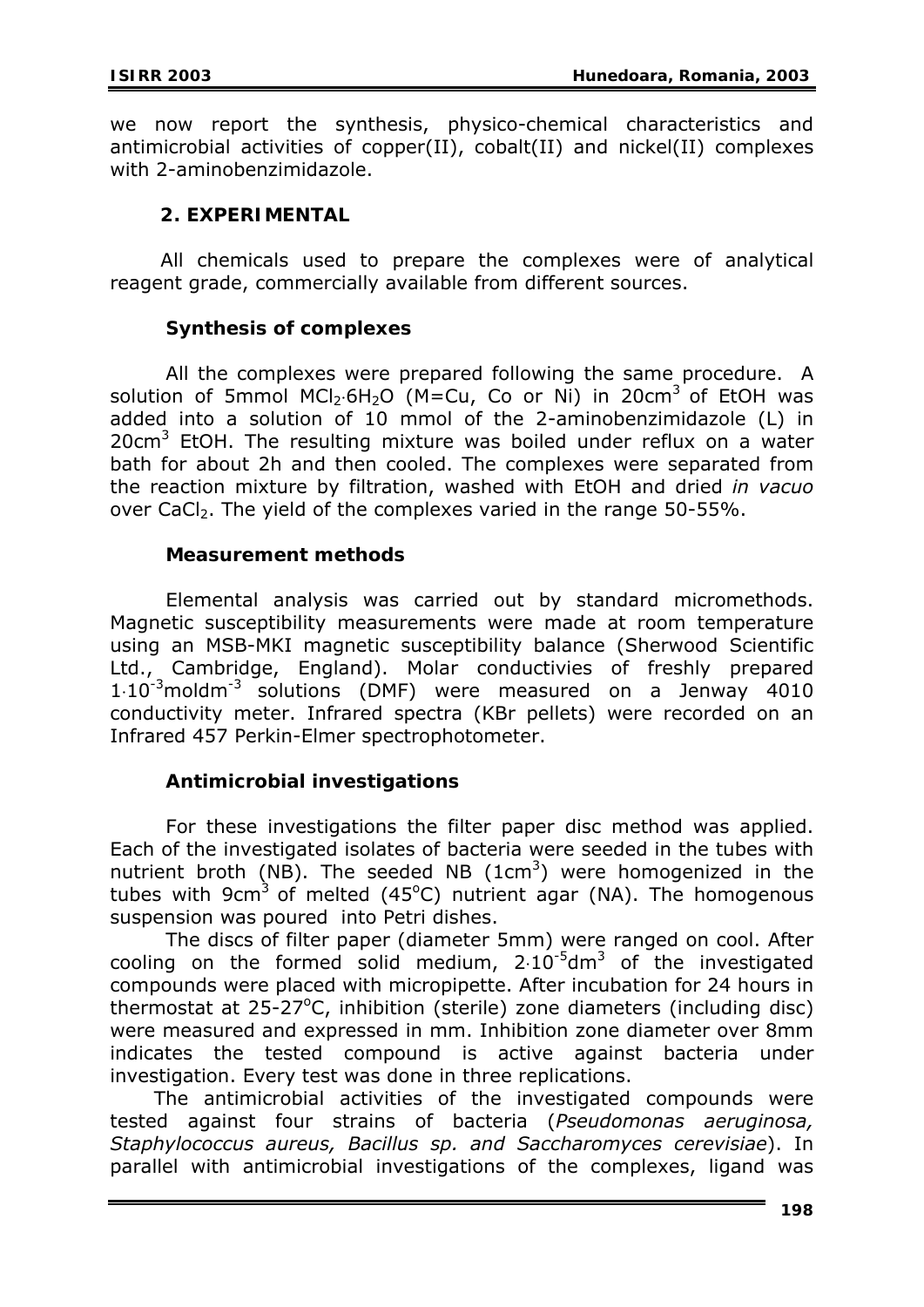we now report the synthesis, physico-chemical characteristics and antimicrobial activities of copper(II), cobalt(II) and nickel(II) complexes with 2-aminobenzimidazole.

## 2. EXPERIMENTAL

All chemicals used to prepare the complexes were of analytical reagent grade, commercially available from different sources.

### Synthesis of complexes

All the complexes were prepared following the same procedure. A solution of 5mmol $MCl_2 \cdot 6H_2O$ (M=Cu, Co or Ni) in 20cm$^3$ of EtOH was added into a solution of 10 mmol of the 2-aminobenzimidazole (L) in 20cm$^3$ EtOH. The resulting mixture was boiled under reflux on a water bath for about 2h and then cooled. The complexes were separated from the reaction mixture by filtration, washed with EtOH and dried *in vacuo* over $CaCl_2$. The yield of the complexes varied in the range 50-55%.

### Measurement methods

Elemental analysis was carried out by standard micromethods. Magnetic susceptibility measurements were made at room temperature using an MSB-MKI magnetic susceptibility balance (Sherwood Scientific Ltd., Cambridge, England). Molar conductivies of freshly prepared $1 \cdot 10^{-3}$moldm$^{-3}$ solutions (DMF) were measured on a Jenway 4010 conductivity meter. Infrared spectra (KBr pellets) were recorded on an Infrared 457 Perkin-Elmer spectrophotometer.

### Antimicrobial investigations

For these investigations the filter paper disc method was applied. Each of the investigated isolates of bacteria were seeded in the tubes with nutrient broth (NB). The seeded NB (1cm$^3$) were homogenized in the tubes with 9cm$^3$ of melted (45°C) nutrient agar (NA). The homogenous suspension was poured into Petri dishes.

The discs of filter paper (diameter 5mm) were ranged on cool. After cooling on the formed solid medium, $2 \cdot 10^{-5}$dm$^3$ of the investigated compounds were placed with micropipette. After incubation for 24 hours in thermostat at 25-27°C, inhibition (sterile) zone diameters (including disc) were measured and expressed in mm. Inhibition zone diameter over 8mm indicates the tested compound is active against bacteria under investigation. Every test was done in three replications.

The antimicrobial activities of the investigated compounds were tested against four strains of bacteria (*Pseudomonas aeruginosa, Staphylococcus aureus, Bacillus sp. and Saccharomyces cerevisiae*). In parallel with antimicrobial investigations of the complexes, ligand was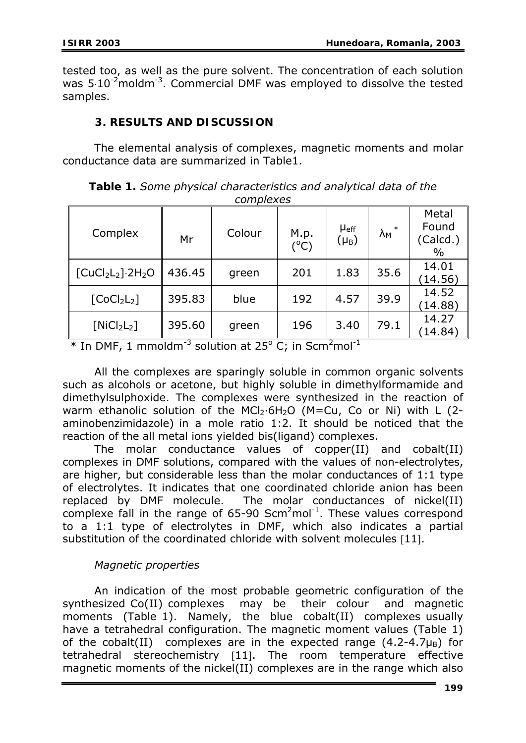tested too, as well as the pure solvent. The concentration of each solution was $5 \cdot 10^{-2}$ moldm$^{-3}$. Commercial DMF was employed to dissolve the tested samples.

## 3. RESULTS AND DISCUSSION

The elemental analysis of complexes, magnetic moments and molar conductance data are summarized in Table1.

**Table 1.** *Some physical characteristics and analytical data of the complexes*

| Complex | Mr | Colour | M.p. (°C) | $\mu_{eff}$ ($\mu_B$) | $\lambda_M$ * | Metal Found (Calcd.) % |
|---|---|---|---|---|---|---|
| $[CuCl_2L_2] \cdot 2H_2O$ | 436.45 | green | 201 | 1.83 | 35.6 | 14.01 (14.56) |
| $[CoCl_2L_2]$ | 395.83 | blue | 192 | 4.57 | 39.9 | 14.52 (14.88) |
| $[NiCl_2L_2]$ | 395.60 | green | 196 | 3.40 | 79.1 | 14.27 (14.84) |

\* In DMF, 1 mmoldm$^{-3}$ solution at 25° C; in Scm$^2$mol$^{-1}$

All the complexes are sparingly soluble in common organic solvents such as alcohols or acetone, but highly soluble in dimethylformamide and dimethylsulphoxide. The complexes were synthesized in the reaction of warm ethanolic solution of the $MCl_2 \cdot 6H_2O$ (M=Cu, Co or Ni) with L (2-aminobenzimidazole) in a mole ratio 1:2. It should be noticed that the reaction of the all metal ions yielded bis(ligand) complexes.

The molar conductance values of copper(II) and cobalt(II) complexes in DMF solutions, compared with the values of non-electrolytes, are higher, but considerable less than the molar conductances of 1:1 type of electrolytes. It indicates that one coordinated chloride anion has been replaced by DMF molecule. The molar conductances of nickel(II) complexe fall in the range of 65-90 Scm$^2$mol$^{-1}$. These values correspond to a 1:1 type of electrolytes in DMF, which also indicates a partial substitution of the coordinated chloride with solvent molecules [11].

*Magnetic properties*

An indication of the most probable geometric configuration of the synthesized Co(II) complexes may be their colour and magnetic moments (Table 1). Namely, the blue cobalt(II) complexes usually have a tetrahedral configuration. The magnetic moment values (Table 1) of the cobalt(II) complexes are in the expected range (4.2-4.7$\mu_B$) for tetrahedral stereochemistry [11]. The room temperature effective magnetic moments of the nickel(II) complexes are in the range which also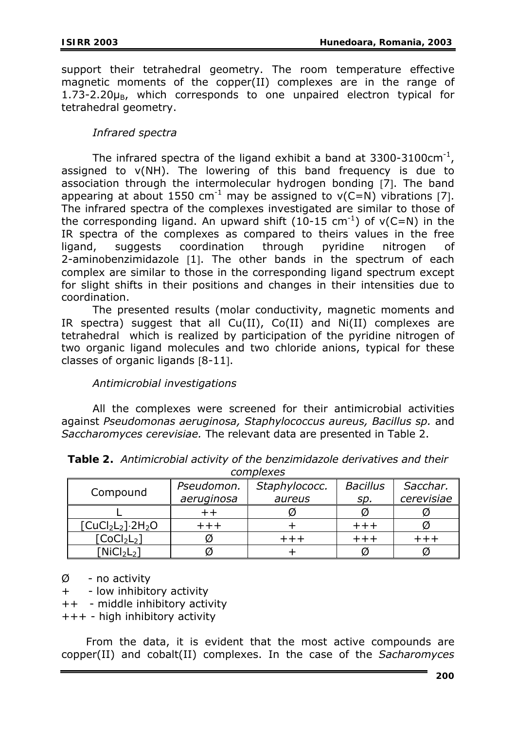support their tetrahedral geometry. The room temperature effective magnetic moments of the copper(II) complexes are in the range of 1.73-2.20$\mu_B$, which corresponds to one unpaired electron typical for tetrahedral geometry.

*Infrared spectra*

The infrared spectra of the ligand exhibit a band at 3300-3100cm$^{-1}$, assigned to ν(NH). The lowering of this band frequency is due to association through the intermolecular hydrogen bonding [7]. The band appearing at about 1550 cm$^{-1}$ may be assigned to ν(C=N) vibrations [7]. The infrared spectra of the complexes investigated are similar to those of the corresponding ligand. An upward shift (10-15 cm$^{-1}$) of ν(C=N) in the IR spectra of the complexes as compared to theirs values in the free ligand, suggests coordination through pyridine nitrogen of 2-aminobenzimidazole [1]. The other bands in the spectrum of each complex are similar to those in the corresponding ligand spectrum except for slight shifts in their positions and changes in their intensities due to coordination.

The presented results (molar conductivity, magnetic moments and IR spectra) suggest that all Cu(II), Co(II) and Ni(II) complexes are tetrahedral which is realized by participation of the pyridine nitrogen of two organic ligand molecules and two chloride anions, typical for these classes of organic ligands [8-11].

*Antimicrobial investigations*

All the complexes were screened for their antimicrobial activities against *Pseudomonas aeruginosa, Staphylococcus aureus, Bacillus sp.* and *Saccharomyces cerevisiae.* The relevant data are presented in Table 2.

**Table 2.** *Antimicrobial activity of the benzimidazole derivatives and their complexes*

| Compound | *Pseudomon. aeruginosa* | *Staphylococc. aureus* | *Bacillus sp.* | *Sacchar. cerevisiae* |
|---|---|---|---|---|
| L | ++ | Ø | Ø | Ø |
| $[CuCl_2L_2]\cdot 2H_2O$ | +++ | + | +++ | Ø |
| $[CoCl_2L_2]$ | Ø | +++ | +++ | +++ |
| $[NiCl_2L_2]$ | Ø | + | Ø | Ø |

Ø - no activity
+ - low inhibitory activity
++ - middle inhibitory activity
+++ - high inhibitory activity

From the data, it is evident that the most active compounds are copper(II) and cobalt(II) complexes. In the case of the *Sacharomyces*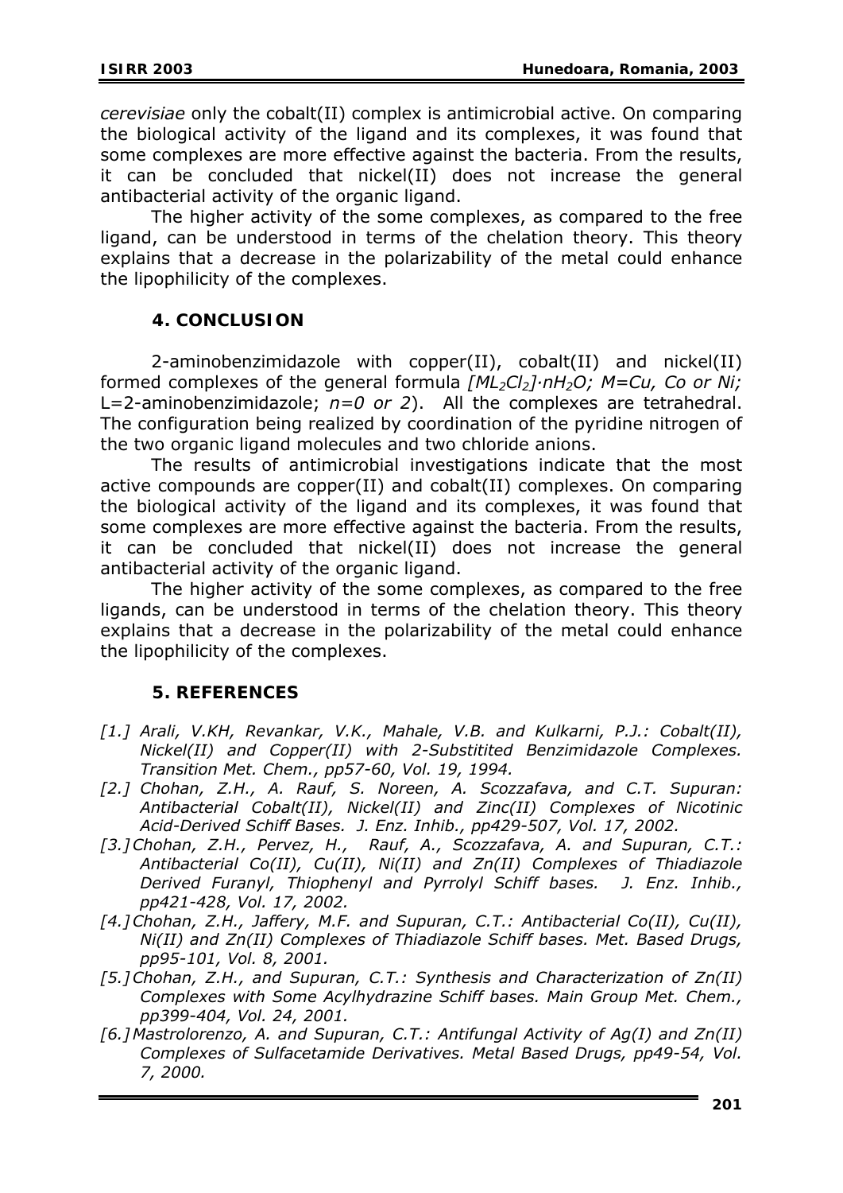*cerevisiae* only the cobalt(II) complex is antimicrobial active. On comparing the biological activity of the ligand and its complexes, it was found that some complexes are more effective against the bacteria. From the results, it can be concluded that nickel(II) does not increase the general antibacterial activity of the organic ligand.

The higher activity of the some complexes, as compared to the free ligand, can be understood in terms of the chelation theory. This theory explains that a decrease in the polarizability of the metal could enhance the lipophilicity of the complexes.

## 4. CONCLUSION

2-aminobenzimidazole with copper(II), cobalt(II) and nickel(II) formed complexes of the general formula *$[ML_2Cl_2]\cdot nH_2O$; M=Cu, Co or Ni;* L=2-aminobenzimidazole; *n=0 or 2*). All the complexes are tetrahedral. The configuration being realized by coordination of the pyridine nitrogen of the two organic ligand molecules and two chloride anions.

The results of antimicrobial investigations indicate that the most active compounds are copper(II) and cobalt(II) complexes. On comparing the biological activity of the ligand and its complexes, it was found that some complexes are more effective against the bacteria. From the results, it can be concluded that nickel(II) does not increase the general antibacterial activity of the organic ligand.

The higher activity of the some complexes, as compared to the free ligands, can be understood in terms of the chelation theory. This theory explains that a decrease in the polarizability of the metal could enhance the lipophilicity of the complexes.

## 5. REFERENCES

*[1.] Arali, V.KH, Revankar, V.K., Mahale, V.B. and Kulkarni, P.J.: Cobalt(II), Nickel(II) and Copper(II) with 2-Substitited Benzimidazole Complexes. Transition Met. Chem., pp57-60, Vol. 19, 1994.*

*[2.] Chohan, Z.H., A. Rauf, S. Noreen, A. Scozzafava, and C.T. Supuran: Antibacterial Cobalt(II), Nickel(II) and Zinc(II) Complexes of Nicotinic Acid-Derived Schiff Bases. J. Enz. Inhib., pp429-507, Vol. 17, 2002.*

*[3.] Chohan, Z.H., Pervez, H., Rauf, A., Scozzafava, A. and Supuran, C.T.: Antibacterial Co(II), Cu(II), Ni(II) and Zn(II) Complexes of Thiadiazole Derived Furanyl, Thiophenyl and Pyrrolyl Schiff bases. J. Enz. Inhib., pp421-428, Vol. 17, 2002.*

*[4.] Chohan, Z.H., Jaffery, M.F. and Supuran, C.T.: Antibacterial Co(II), Cu(II), Ni(II) and Zn(II) Complexes of Thiadiazole Schiff bases. Met. Based Drugs, pp95-101, Vol. 8, 2001.*

*[5.] Chohan, Z.H., and Supuran, C.T.: Synthesis and Characterization of Zn(II) Complexes with Some Acylhydrazine Schiff bases. Main Group Met. Chem., pp399-404, Vol. 24, 2001.*

*[6.] Mastrolorenzo, A. and Supuran, C.T.: Antifungal Activity of Ag(I) and Zn(II) Complexes of Sulfacetamide Derivatives. Metal Based Drugs, pp49-54, Vol. 7, 2000.*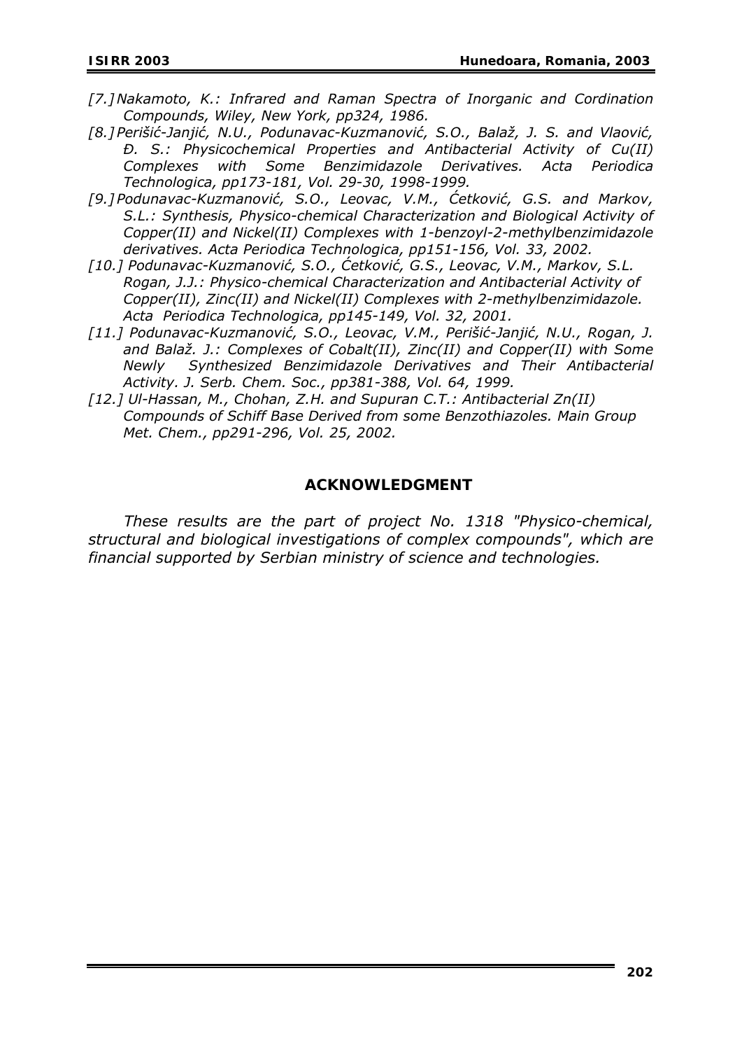[7.] *Nakamoto, K.: Infrared and Raman Spectra of Inorganic and Cordination Compounds, Wiley, New York, pp324, 1986.*

[8.] *Perišić-Janjić, N.U., Podunavac-Kuzmanović, S.O., Balaž, J. S. and Vlaović, Đ. S.: Physicochemical Properties and Antibacterial Activity of Cu(II) Complexes with Some Benzimidazole Derivatives. Acta Periodica Technologica, pp173-181, Vol. 29-30, 1998-1999.*

[9.] *Podunavac-Kuzmanović, S.O., Leovac, V.M., Ćetković, G.S. and Markov, S.L.: Synthesis, Physico-chemical Characterization and Biological Activity of Copper(II) and Nickel(II) Complexes with 1-benzoyl-2-methylbenzimidazole derivatives. Acta Periodica Technologica, pp151-156, Vol. 33, 2002.*

[10.] *Podunavac-Kuzmanović, S.O., Ćetković, G.S., Leovac, V.M., Markov, S.L. Rogan, J.J.: Physico-chemical Characterization and Antibacterial Activity of Copper(II), Zinc(II) and Nickel(II) Complexes with 2-methylbenzimidazole. Acta Periodica Technologica, pp145-149, Vol. 32, 2001.*

[11.] *Podunavac-Kuzmanović, S.O., Leovac, V.M., Perišić-Janjić, N.U., Rogan, J. and Balaž. J.: Complexes of Cobalt(II), Zinc(II) and Copper(II) with Some Newly Synthesized Benzimidazole Derivatives and Their Antibacterial Activity. J. Serb. Chem. Soc., pp381-388, Vol. 64, 1999.*

[12.] *Ul-Hassan, M., Chohan, Z.H. and Supuran C.T.: Antibacterial Zn(II) Compounds of Schiff Base Derived from some Benzothiazoles. Main Group Met. Chem., pp291-296, Vol. 25, 2002.*

## ACKNOWLEDGMENT

*These results are the part of project No. 1318 "Physico-chemical, structural and biological investigations of complex compounds", which are financial supported by Serbian ministry of science and technologies.*